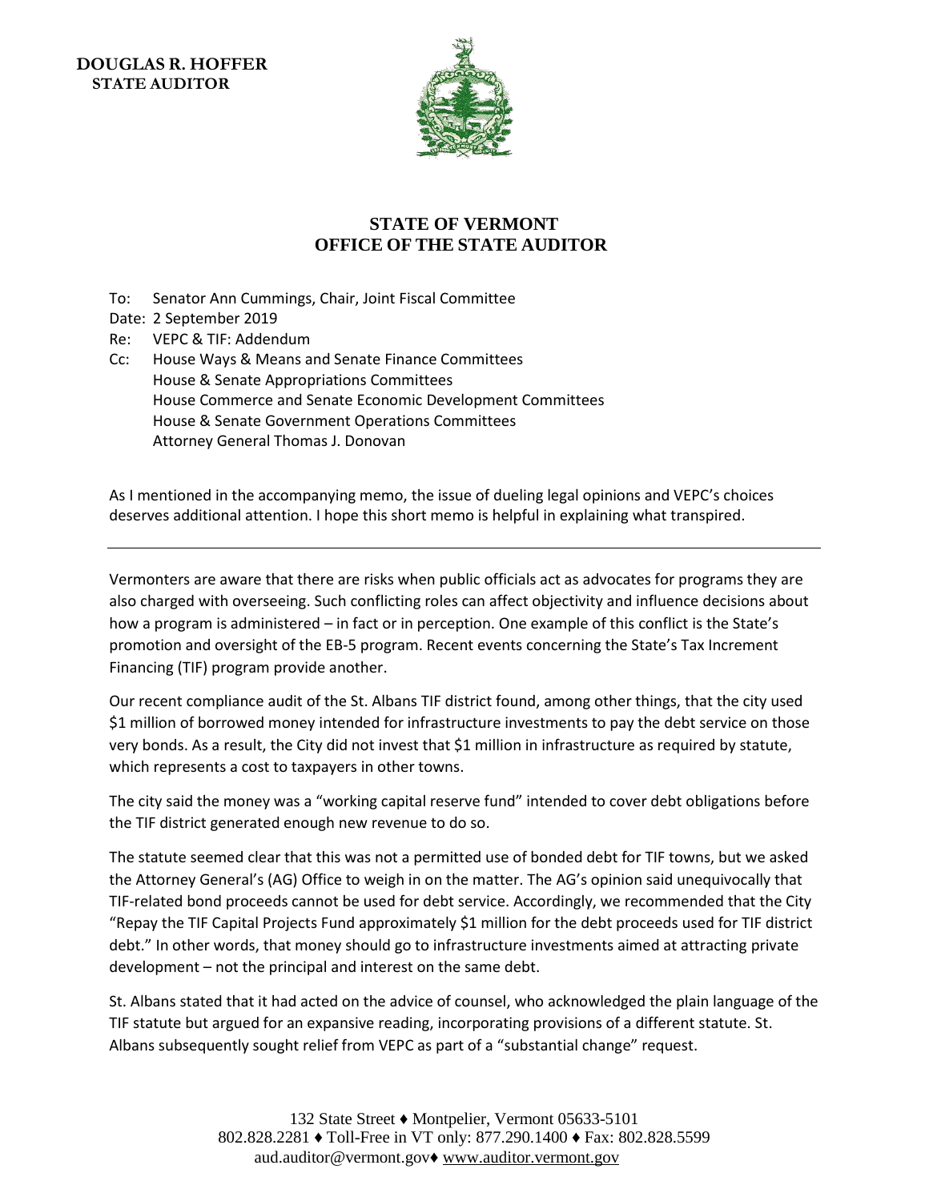**DOUGLAS R. HOFFER**
**STATE AUDITOR**

# STATE OF VERMONT
# OFFICE OF THE STATE AUDITOR

To: Senator Ann Cummings, Chair, Joint Fiscal Committee
Date: 2 September 2019
Re: VEPC & TIF: Addendum
Cc: House Ways & Means and Senate Finance Committees
House & Senate Appropriations Committees
House Commerce and Senate Economic Development Committees
House & Senate Government Operations Committees
Attorney General Thomas J. Donovan

As I mentioned in the accompanying memo, the issue of dueling legal opinions and VEPC's choices deserves additional attention. I hope this short memo is helpful in explaining what transpired.

---

Vermonters are aware that there are risks when public officials act as advocates for programs they are also charged with overseeing. Such conflicting roles can affect objectivity and influence decisions about how a program is administered – in fact or in perception. One example of this conflict is the State's promotion and oversight of the EB-5 program. Recent events concerning the State's Tax Increment Financing (TIF) program provide another.

Our recent compliance audit of the St. Albans TIF district found, among other things, that the city used $1 million of borrowed money intended for infrastructure investments to pay the debt service on those very bonds. As a result, the City did not invest that $1 million in infrastructure as required by statute, which represents a cost to taxpayers in other towns.

The city said the money was a "working capital reserve fund" intended to cover debt obligations before the TIF district generated enough new revenue to do so.

The statute seemed clear that this was not a permitted use of bonded debt for TIF towns, but we asked the Attorney General's (AG) Office to weigh in on the matter. The AG's opinion said unequivocally that TIF-related bond proceeds cannot be used for debt service. Accordingly, we recommended that the City "Repay the TIF Capital Projects Fund approximately $1 million for the debt proceeds used for TIF district debt." In other words, that money should go to infrastructure investments aimed at attracting private development – not the principal and interest on the same debt.

St. Albans stated that it had acted on the advice of counsel, who acknowledged the plain language of the TIF statute but argued for an expansive reading, incorporating provisions of a different statute. St. Albans subsequently sought relief from VEPC as part of a "substantial change" request.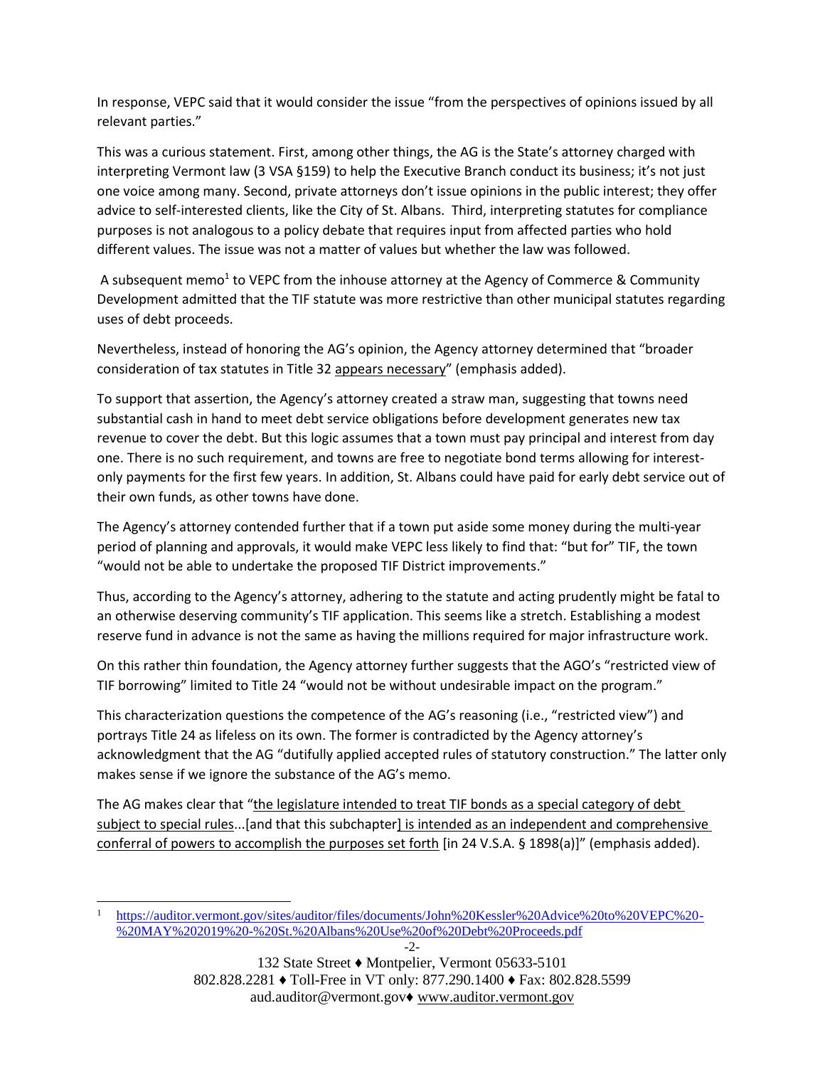In response, VEPC said that it would consider the issue "from the perspectives of opinions issued by all relevant parties."

This was a curious statement. First, among other things, the AG is the State's attorney charged with interpreting Vermont law (3 VSA §159) to help the Executive Branch conduct its business; it's not just one voice among many. Second, private attorneys don't issue opinions in the public interest; they offer advice to self-interested clients, like the City of St. Albans. Third, interpreting statutes for compliance purposes is not analogous to a policy debate that requires input from affected parties who hold different values. The issue was not a matter of values but whether the law was followed.

A subsequent memo[1] to VEPC from the inhouse attorney at the Agency of Commerce & Community Development admitted that the TIF statute was more restrictive than other municipal statutes regarding uses of debt proceeds.

Nevertheless, instead of honoring the AG's opinion, the Agency attorney determined that "broader consideration of tax statutes in Title 32 <u>appears necessary</u>" (emphasis added).

To support that assertion, the Agency's attorney created a straw man, suggesting that towns need substantial cash in hand to meet debt service obligations before development generates new tax revenue to cover the debt. But this logic assumes that a town must pay principal and interest from day one. There is no such requirement, and towns are free to negotiate bond terms allowing for interest-only payments for the first few years. In addition, St. Albans could have paid for early debt service out of their own funds, as other towns have done.

The Agency's attorney contended further that if a town put aside some money during the multi-year period of planning and approvals, it would make VEPC less likely to find that: "but for" TIF, the town "would not be able to undertake the proposed TIF District improvements."

Thus, according to the Agency's attorney, adhering to the statute and acting prudently might be fatal to an otherwise deserving community's TIF application. This seems like a stretch. Establishing a modest reserve fund in advance is not the same as having the millions required for major infrastructure work.

On this rather thin foundation, the Agency attorney further suggests that the AGO's "restricted view of TIF borrowing" limited to Title 24 "would not be without undesirable impact on the program."

This characterization questions the competence of the AG's reasoning (i.e., "restricted view") and portrays Title 24 as lifeless on its own. The former is contradicted by the Agency attorney's acknowledgment that the AG "dutifully applied accepted rules of statutory construction." The latter only makes sense if we ignore the substance of the AG's memo.

The AG makes clear that "<u>the legislature intended to treat TIF bonds as a special category of debt subject to special rules</u>...[and that this subchapter<u>] is intended as an independent and comprehensive conferral of powers to accomplish the purposes set forth</u> [in 24 V.S.A. § 1898(a)]" (emphasis added).

---

[1] https://auditor.vermont.gov/sites/auditor/files/documents/John%20Kessler%20Advice%20to%20VEPC%20-%20MAY%202019%20-%20St.%20Albans%20Use%20of%20Debt%20Proceeds.pdf

132 State Street ♦ Montpelier, Vermont 05633-5101
802.828.2281 ♦ Toll-Free in VT only: 877.290.1400 ♦ Fax: 802.828.5599
aud.auditor@vermont.gov ♦ www.auditor.vermont.gov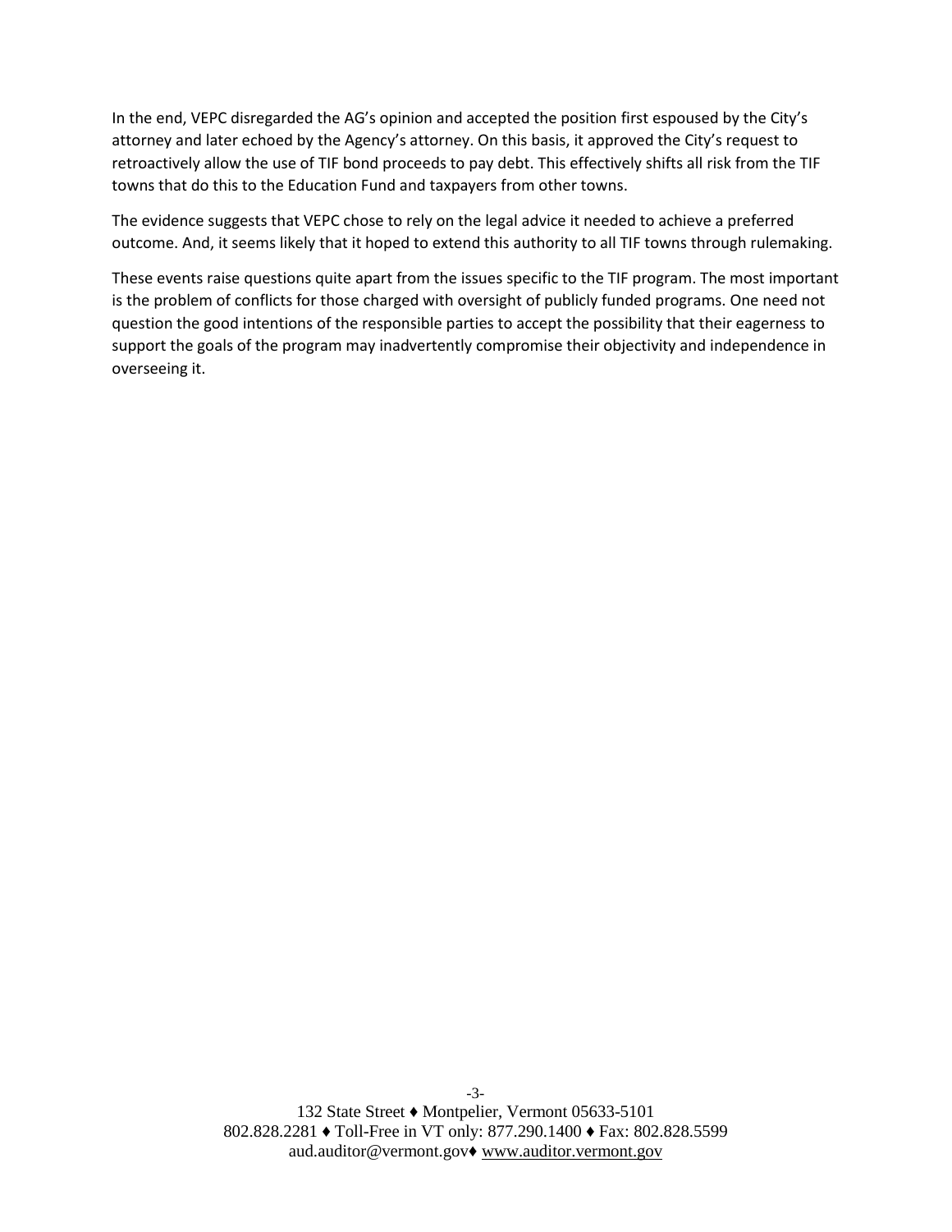In the end, VEPC disregarded the AG's opinion and accepted the position first espoused by the City's attorney and later echoed by the Agency's attorney. On this basis, it approved the City's request to retroactively allow the use of TIF bond proceeds to pay debt. This effectively shifts all risk from the TIF towns that do this to the Education Fund and taxpayers from other towns.

The evidence suggests that VEPC chose to rely on the legal advice it needed to achieve a preferred outcome. And, it seems likely that it hoped to extend this authority to all TIF towns through rulemaking.

These events raise questions quite apart from the issues specific to the TIF program. The most important is the problem of conflicts for those charged with oversight of publicly funded programs. One need not question the good intentions of the responsible parties to accept the possibility that their eagerness to support the goals of the program may inadvertently compromise their objectivity and independence in overseeing it.